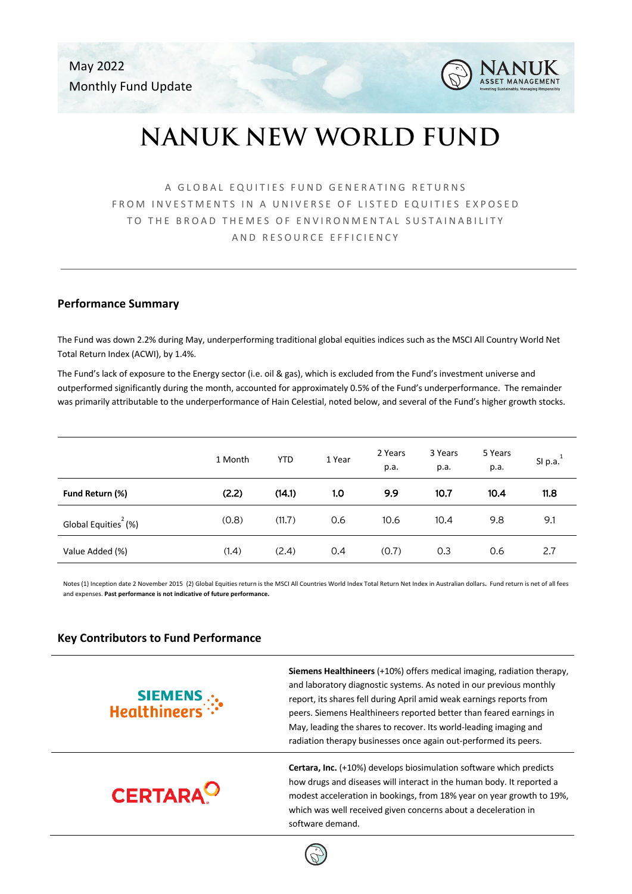May 2022
Monthly Fund Update

# NANUK NEW WORLD FUND

A GLOBAL EQUITIES FUND GENERATING RETURNS FROM INVESTMENTS IN A UNIVERSE OF LISTED EQUITIES EXPOSED TO THE BROAD THEMES OF ENVIRONMENTAL SUSTAINABILITY AND RESOURCE EFFICIENCY

---

## Performance Summary

The Fund was down 2.2% during May, underperforming traditional global equities indices such as the MSCI All Country World Net Total Return Index (ACWI), by 1.4%.

The Fund's lack of exposure to the Energy sector (i.e. oil & gas), which is excluded from the Fund's investment universe and outperformed significantly during the month, accounted for approximately 0.5% of the Fund's underperformance. The remainder was primarily attributable to the underperformance of Hain Celestial, noted below, and several of the Fund's higher growth stocks.

| | 1 Month | YTD | 1 Year | 2 Years p.a. | 3 Years p.a. | 5 Years p.a. | SI p.a.[1] |
|---|---|---|---|---|---|---|---|
| **Fund Return (%)** | **(2.2)** | **(14.1)** | **1.0** | **9.9** | **10.7** | **10.4** | **11.8** |
| Global Equities[2] (%) | (0.8) | (11.7) | 0.6 | 10.6 | 10.4 | 9.8 | 9.1 |
| Value Added (%) | (1.4) | (2.4) | 0.4 | (0.7) | 0.3 | 0.6 | 2.7 |

Notes (1) Inception date 2 November 2015 (2) Global Equities return is the MSCI All Countries World Index Total Return Net Index in Australian dollars. Fund return is net of all fees and expenses. **Past performance is not indicative of future performance.**

## Key Contributors to Fund Performance

**Siemens Healthineers** (+10%) offers medical imaging, radiation therapy, and laboratory diagnostic systems. As noted in our previous monthly report, its shares fell during April amid weak earnings reports from peers. Siemens Healthineers reported better than feared earnings in May, leading the shares to recover. Its world-leading imaging and radiation therapy businesses once again out-performed its peers.

**Certara, Inc.** (+10%) develops biosimulation software which predicts how drugs and diseases will interact in the human body. It reported a modest acceleration in bookings, from 18% year on year growth to 19%, which was well received given concerns about a deceleration in software demand.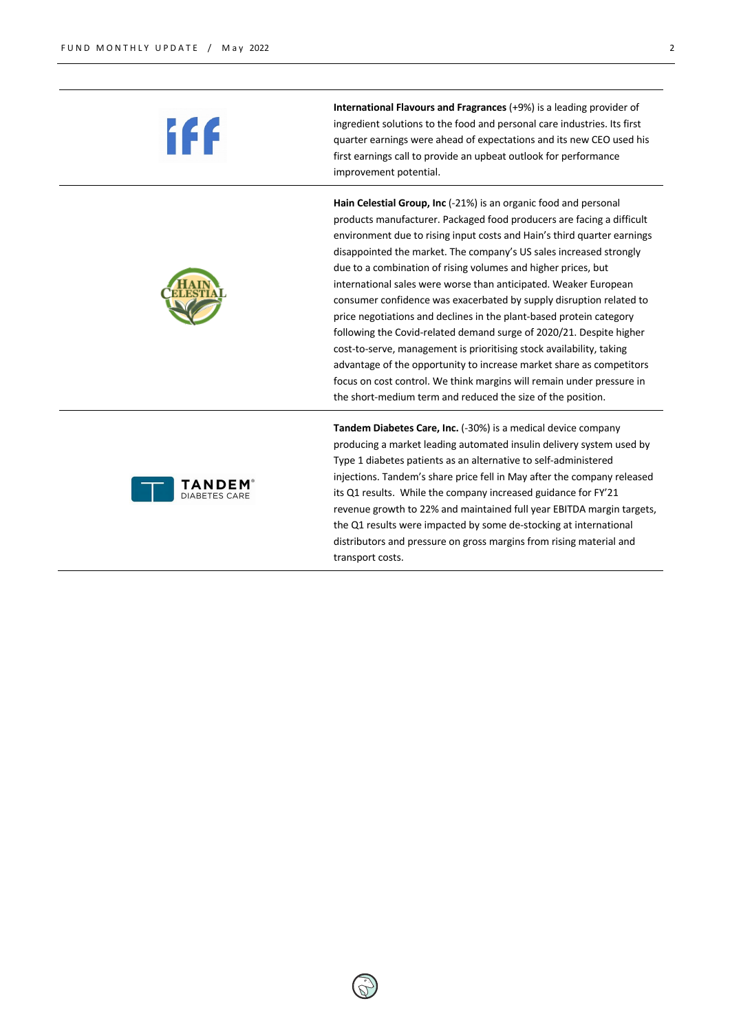**International Flavours and Fragrances** (+9%) is a leading provider of ingredient solutions to the food and personal care industries. Its first quarter earnings were ahead of expectations and its new CEO used his first earnings call to provide an upbeat outlook for performance improvement potential.

**Hain Celestial Group, Inc** (-21%) is an organic food and personal products manufacturer. Packaged food producers are facing a difficult environment due to rising input costs and Hain's third quarter earnings disappointed the market. The company's US sales increased strongly due to a combination of rising volumes and higher prices, but international sales were worse than anticipated. Weaker European consumer confidence was exacerbated by supply disruption related to price negotiations and declines in the plant-based protein category following the Covid-related demand surge of 2020/21. Despite higher cost-to-serve, management is prioritising stock availability, taking advantage of the opportunity to increase market share as competitors focus on cost control. We think margins will remain under pressure in the short-medium term and reduced the size of the position.

**Tandem Diabetes Care, Inc.** (-30%) is a medical device company producing a market leading automated insulin delivery system used by Type 1 diabetes patients as an alternative to self-administered injections. Tandem's share price fell in May after the company released its Q1 results. While the company increased guidance for FY'21 revenue growth to 22% and maintained full year EBITDA margin targets, the Q1 results were impacted by some de-stocking at international distributors and pressure on gross margins from rising material and transport costs.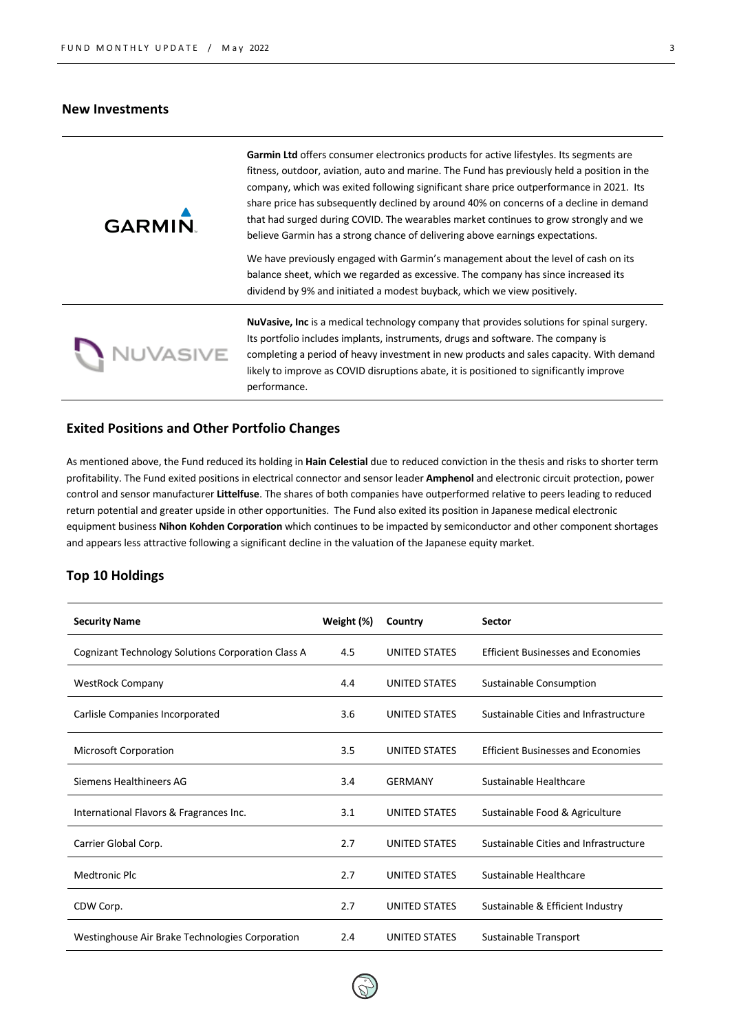## New Investments

**Garmin Ltd** offers consumer electronics products for active lifestyles. Its segments are fitness, outdoor, aviation, auto and marine. The Fund has previously held a position in the company, which was exited following significant share price outperformance in 2021. Its share price has subsequently declined by around 40% on concerns of a decline in demand that had surged during COVID. The wearables market continues to grow strongly and we believe Garmin has a strong chance of delivering above earnings expectations.

We have previously engaged with Garmin's management about the level of cash on its balance sheet, which we regarded as excessive. The company has since increased its dividend by 9% and initiated a modest buyback, which we view positively.

**NuVasive, Inc** is a medical technology company that provides solutions for spinal surgery. Its portfolio includes implants, instruments, drugs and software. The company is completing a period of heavy investment in new products and sales capacity. With demand likely to improve as COVID disruptions abate, it is positioned to significantly improve performance.

## Exited Positions and Other Portfolio Changes

As mentioned above, the Fund reduced its holding in **Hain Celestial** due to reduced conviction in the thesis and risks to shorter term profitability. The Fund exited positions in electrical connector and sensor leader **Amphenol** and electronic circuit protection, power control and sensor manufacturer **Littelfuse**. The shares of both companies have outperformed relative to peers leading to reduced return potential and greater upside in other opportunities. The Fund also exited its position in Japanese medical electronic equipment business **Nihon Kohden Corporation** which continues to be impacted by semiconductor and other component shortages and appears less attractive following a significant decline in the valuation of the Japanese equity market.

## Top 10 Holdings

| Security Name | Weight (%) | Country | Sector |
|---|---|---|---|
| Cognizant Technology Solutions Corporation Class A | 4.5 | UNITED STATES | Efficient Businesses and Economies |
| WestRock Company | 4.4 | UNITED STATES | Sustainable Consumption |
| Carlisle Companies Incorporated | 3.6 | UNITED STATES | Sustainable Cities and Infrastructure |
| Microsoft Corporation | 3.5 | UNITED STATES | Efficient Businesses and Economies |
| Siemens Healthineers AG | 3.4 | GERMANY | Sustainable Healthcare |
| International Flavors & Fragrances Inc. | 3.1 | UNITED STATES | Sustainable Food & Agriculture |
| Carrier Global Corp. | 2.7 | UNITED STATES | Sustainable Cities and Infrastructure |
| Medtronic Plc | 2.7 | UNITED STATES | Sustainable Healthcare |
| CDW Corp. | 2.7 | UNITED STATES | Sustainable & Efficient Industry |
| Westinghouse Air Brake Technologies Corporation | 2.4 | UNITED STATES | Sustainable Transport |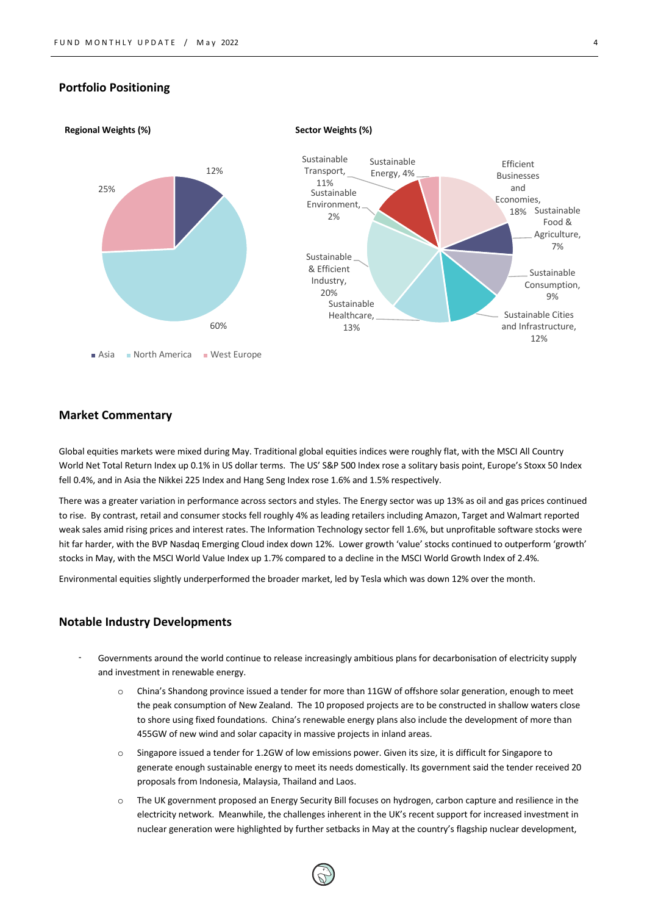## Portfolio Positioning

**Regional Weights (%)**

| Region | Weight (%) |
|---|---|
| Asia | 12% |
| North America | 60% |
| West Europe | 25% |

**Sector Weights (%)**

| Sector | Weight (%) |
|---|---|
| Efficient Businesses and Economies | 18% |
| Sustainable Food & Agriculture | 7% |
| Sustainable Consumption | 9% |
| Sustainable Cities and Infrastructure | 12% |
| Sustainable Healthcare | 13% |
| Sustainable & Efficient Industry | 20% |
| Sustainable Environment | 2% |
| Sustainable Transport | 11% |
| Sustainable Energy | 4% |

## Market Commentary

Global equities markets were mixed during May. Traditional global equities indices were roughly flat, with the MSCI All Country World Net Total Return Index up 0.1% in US dollar terms. The US' S&P 500 Index rose a solitary basis point, Europe's Stoxx 50 Index fell 0.4%, and in Asia the Nikkei 225 Index and Hang Seng Index rose 1.6% and 1.5% respectively.

There was a greater variation in performance across sectors and styles. The Energy sector was up 13% as oil and gas prices continued to rise. By contrast, retail and consumer stocks fell roughly 4% as leading retailers including Amazon, Target and Walmart reported weak sales amid rising prices and interest rates. The Information Technology sector fell 1.6%, but unprofitable software stocks were hit far harder, with the BVP Nasdaq Emerging Cloud index down 12%. Lower growth 'value' stocks continued to outperform 'growth' stocks in May, with the MSCI World Value Index up 1.7% compared to a decline in the MSCI World Growth Index of 2.4%.

Environmental equities slightly underperformed the broader market, led by Tesla which was down 12% over the month.

## Notable Industry Developments

- Governments around the world continue to release increasingly ambitious plans for decarbonisation of electricity supply and investment in renewable energy.
    - China's Shandong province issued a tender for more than 11GW of offshore solar generation, enough to meet the peak consumption of New Zealand. The 10 proposed projects are to be constructed in shallow waters close to shore using fixed foundations. China's renewable energy plans also include the development of more than 455GW of new wind and solar capacity in massive projects in inland areas.
    - Singapore issued a tender for 1.2GW of low emissions power. Given its size, it is difficult for Singapore to generate enough sustainable energy to meet its needs domestically. Its government said the tender received 20 proposals from Indonesia, Malaysia, Thailand and Laos.
    - The UK government proposed an Energy Security Bill focuses on hydrogen, carbon capture and resilience in the electricity network. Meanwhile, the challenges inherent in the UK's recent support for increased investment in nuclear generation were highlighted by further setbacks in May at the country's flagship nuclear development,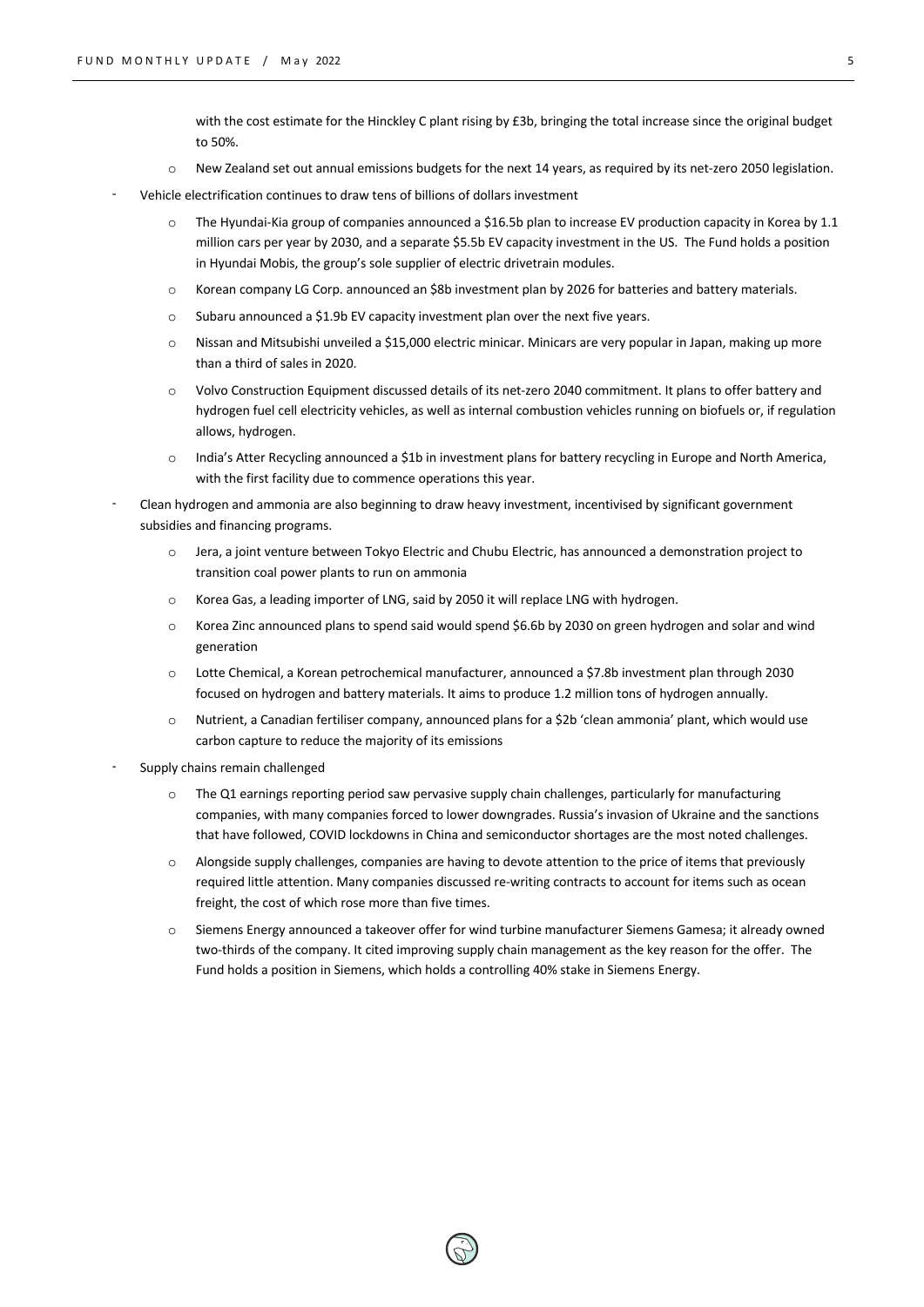with the cost estimate for the Hinckley C plant rising by £3b, bringing the total increase since the original budget to 50%.

   - New Zealand set out annual emissions budgets for the next 14 years, as required by its net-zero 2050 legislation.

- Vehicle electrification continues to draw tens of billions of dollars investment
   - The Hyundai-Kia group of companies announced a $16.5b plan to increase EV production capacity in Korea by 1.1 million cars per year by 2030, and a separate $5.5b EV capacity investment in the US. The Fund holds a position in Hyundai Mobis, the group's sole supplier of electric drivetrain modules.
   - Korean company LG Corp. announced an $8b investment plan by 2026 for batteries and battery materials.
   - Subaru announced a $1.9b EV capacity investment plan over the next five years.
   - Nissan and Mitsubishi unveiled a $15,000 electric minicar. Minicars are very popular in Japan, making up more than a third of sales in 2020.
   - Volvo Construction Equipment discussed details of its net-zero 2040 commitment. It plans to offer battery and hydrogen fuel cell electricity vehicles, as well as internal combustion vehicles running on biofuels or, if regulation allows, hydrogen.
   - India's Atter Recycling announced a $1b in investment plans for battery recycling in Europe and North America, with the first facility due to commence operations this year.

- Clean hydrogen and ammonia are also beginning to draw heavy investment, incentivised by significant government subsidies and financing programs.
   - Jera, a joint venture between Tokyo Electric and Chubu Electric, has announced a demonstration project to transition coal power plants to run on ammonia
   - Korea Gas, a leading importer of LNG, said by 2050 it will replace LNG with hydrogen.
   - Korea Zinc announced plans to spend said would spend $6.6b by 2030 on green hydrogen and solar and wind generation
   - Lotte Chemical, a Korean petrochemical manufacturer, announced a $7.8b investment plan through 2030 focused on hydrogen and battery materials. It aims to produce 1.2 million tons of hydrogen annually.
   - Nutrient, a Canadian fertiliser company, announced plans for a $2b 'clean ammonia' plant, which would use carbon capture to reduce the majority of its emissions

- Supply chains remain challenged
   - The Q1 earnings reporting period saw pervasive supply chain challenges, particularly for manufacturing companies, with many companies forced to lower downgrades. Russia's invasion of Ukraine and the sanctions that have followed, COVID lockdowns in China and semiconductor shortages are the most noted challenges.
   - Alongside supply challenges, companies are having to devote attention to the price of items that previously required little attention. Many companies discussed re-writing contracts to account for items such as ocean freight, the cost of which rose more than five times.
   - Siemens Energy announced a takeover offer for wind turbine manufacturer Siemens Gamesa; it already owned two-thirds of the company. It cited improving supply chain management as the key reason for the offer. The Fund holds a position in Siemens, which holds a controlling 40% stake in Siemens Energy.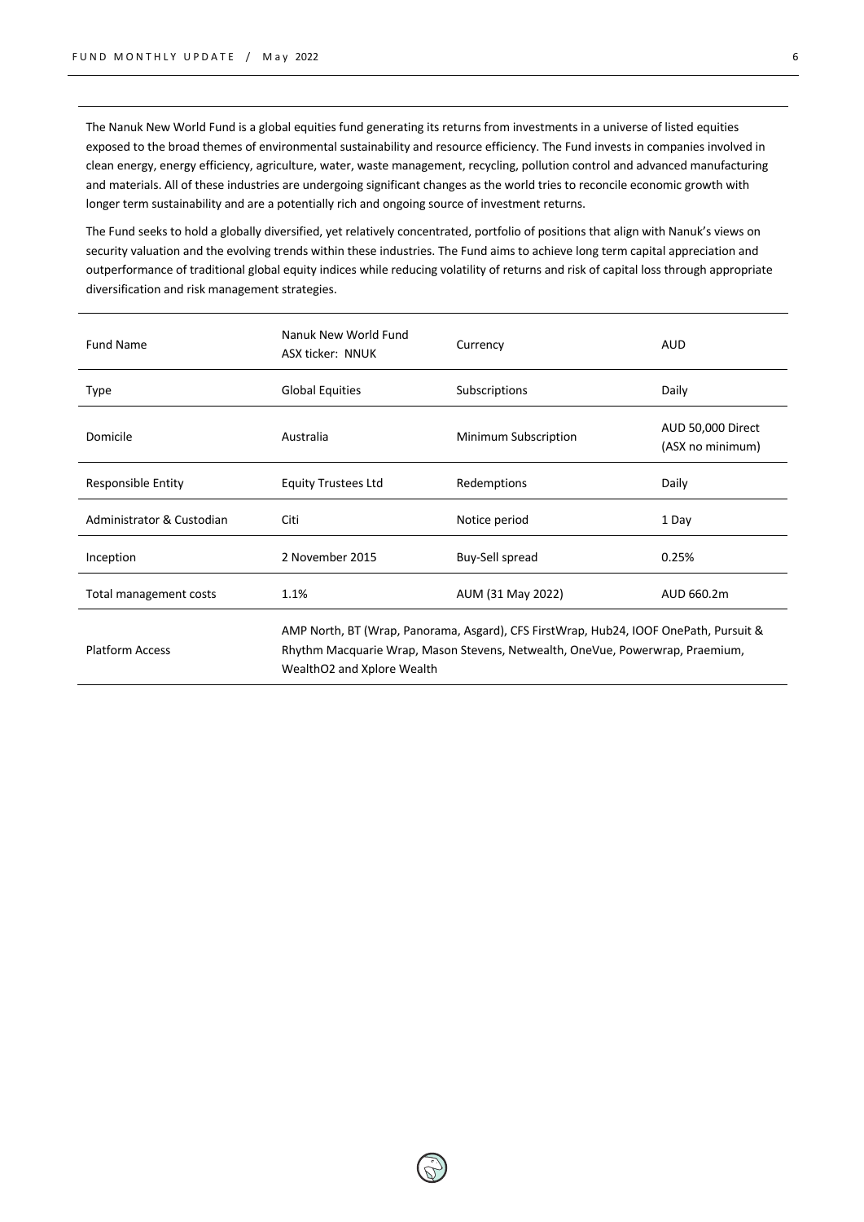The Nanuk New World Fund is a global equities fund generating its returns from investments in a universe of listed equities exposed to the broad themes of environmental sustainability and resource efficiency. The Fund invests in companies involved in clean energy, energy efficiency, agriculture, water, waste management, recycling, pollution control and advanced manufacturing and materials. All of these industries are undergoing significant changes as the world tries to reconcile economic growth with longer term sustainability and are a potentially rich and ongoing source of investment returns.

The Fund seeks to hold a globally diversified, yet relatively concentrated, portfolio of positions that align with Nanuk's views on security valuation and the evolving trends within these industries. The Fund aims to achieve long term capital appreciation and outperformance of traditional global equity indices while reducing volatility of returns and risk of capital loss through appropriate diversification and risk management strategies.

| Fund Name | Nanuk New World Fund<br>ASX ticker: NNUK | Currency | AUD |
|---|---|---|---|
| Type | Global Equities | Subscriptions | Daily |
| Domicile | Australia | Minimum Subscription | AUD 50,000 Direct<br>(ASX no minimum) |
| Responsible Entity | Equity Trustees Ltd | Redemptions | Daily |
| Administrator & Custodian | Citi | Notice period | 1 Day |
| Inception | 2 November 2015 | Buy-Sell spread | 0.25% |
| Total management costs | 1.1% | AUM (31 May 2022) | AUD 660.2m |
| Platform Access | AMP North, BT (Wrap, Panorama, Asgard), CFS FirstWrap, Hub24, IOOF OnePath, Pursuit & Rhythm Macquarie Wrap, Mason Stevens, Netwealth, OneVue, Powerwrap, Praemium, WealthO2 and Xplore Wealth | | |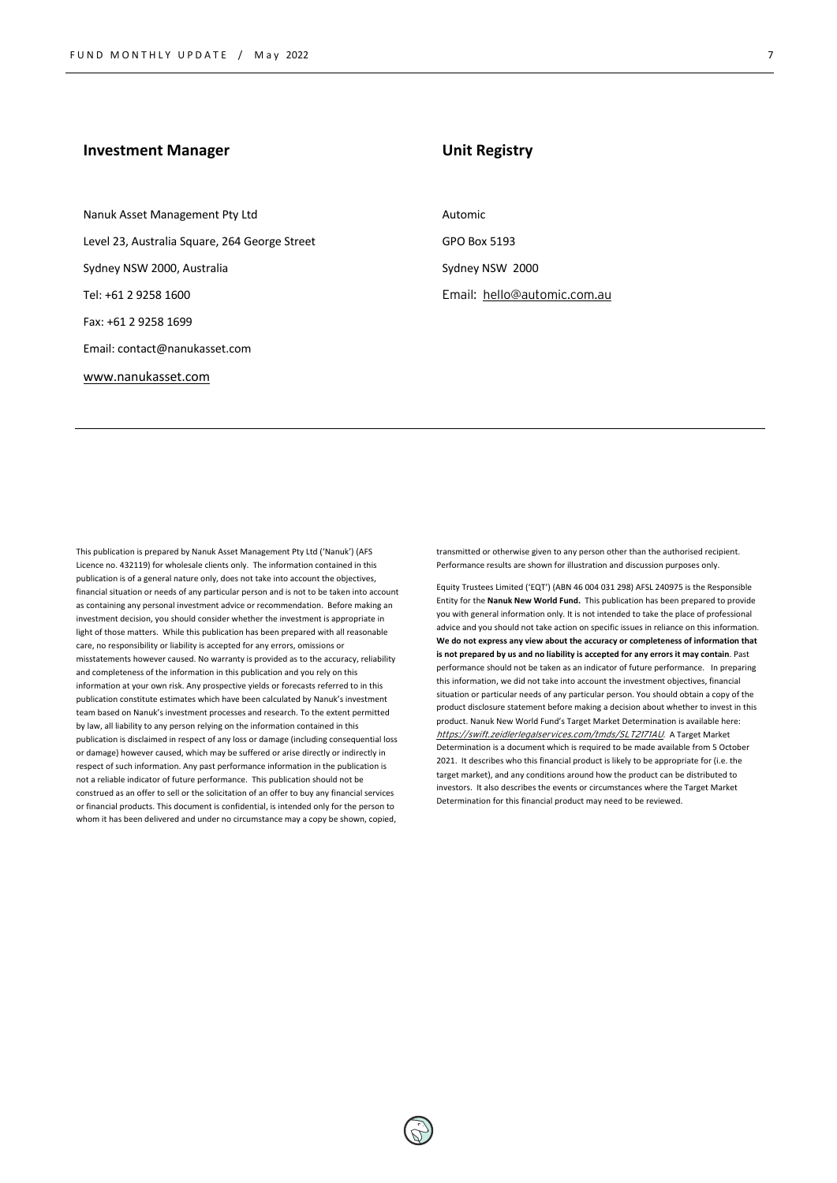## Investment Manager

Nanuk Asset Management Pty Ltd

Level 23, Australia Square, 264 George Street

Sydney NSW 2000, Australia

Tel: +61 2 9258 1600

Fax: +61 2 9258 1699

Email: contact@nanukasset.com

www.nanukasset.com

## Unit Registry

Automic

GPO Box 5193

Sydney NSW 2000

Email: hello@automic.com.au

---

This publication is prepared by Nanuk Asset Management Pty Ltd ('Nanuk') (AFS Licence no. 432119) for wholesale clients only. The information contained in this publication is of a general nature only, does not take into account the objectives, financial situation or needs of any particular person and is not to be taken into account as containing any personal investment advice or recommendation. Before making an investment decision, you should consider whether the investment is appropriate in light of those matters. While this publication has been prepared with all reasonable care, no responsibility or liability is accepted for any errors, omissions or misstatements however caused. No warranty is provided as to the accuracy, reliability and completeness of the information in this publication and you rely on this information at your own risk. Any prospective yields or forecasts referred to in this publication constitute estimates which have been calculated by Nanuk's investment team based on Nanuk's investment processes and research. To the extent permitted by law, all liability to any person relying on the information contained in this publication is disclaimed in respect of any loss or damage (including consequential loss or damage) however caused, which may be suffered or arise directly or indirectly in respect of such information. Any past performance information in the publication is not a reliable indicator of future performance. This publication should not be construed as an offer to sell or the solicitation of an offer to buy any financial services or financial products. This document is confidential, is intended only for the person to whom it has been delivered and under no circumstance may a copy be shown, copied, transmitted or otherwise given to any person other than the authorised recipient. Performance results are shown for illustration and discussion purposes only.

Equity Trustees Limited ('EQT') (ABN 46 004 031 298) AFSL 240975 is the Responsible Entity for the **Nanuk New World Fund.** This publication has been prepared to provide you with general information only. It is not intended to take the place of professional advice and you should not take action on specific issues in reliance on this information. **We do not express any view about the accuracy or completeness of information that is not prepared by us and no liability is accepted for any errors it may contain**. Past performance should not be taken as an indicator of future performance. In preparing this information, we did not take into account the investment objectives, financial situation or particular needs of any particular person. You should obtain a copy of the product disclosure statement before making a decision about whether to invest in this product. Nanuk New World Fund's Target Market Determination is available here: *https://swift.zeidlerlegalservices.com/tmds/SLT2171AU*. A Target Market Determination is a document which is required to be made available from 5 October 2021. It describes who this financial product is likely to be appropriate for (i.e. the target market), and any conditions around how the product can be distributed to investors. It also describes the events or circumstances where the Target Market Determination for this financial product may need to be reviewed.